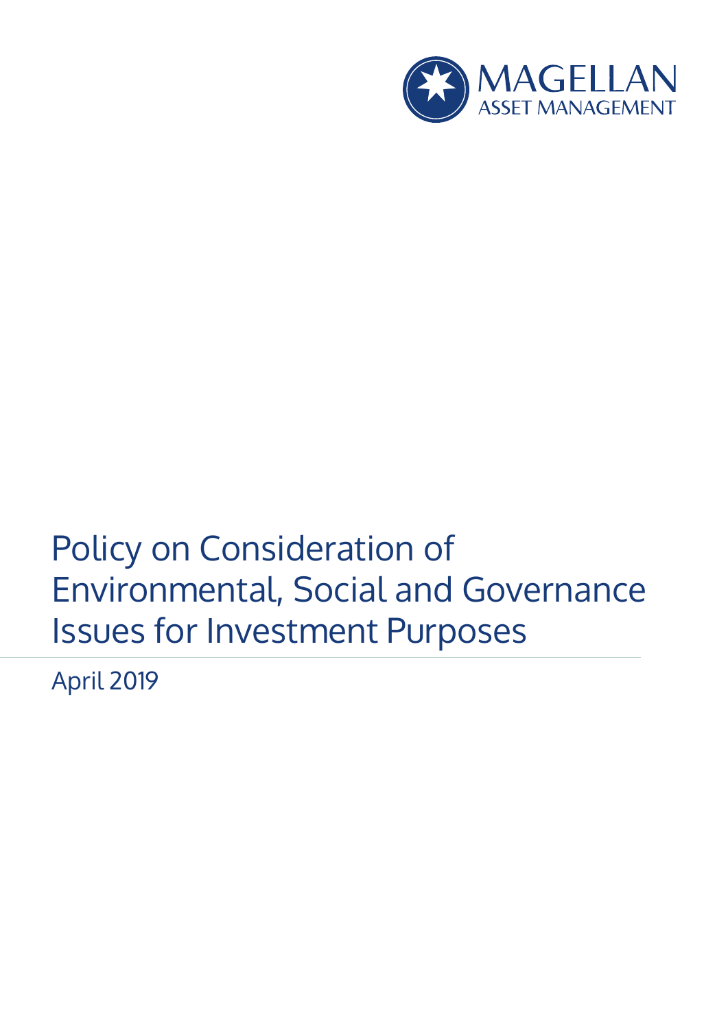MAGELLAN
ASSET MANAGEMENT

# Policy on Consideration of Environmental, Social and Governance Issues for Investment Purposes

April 2019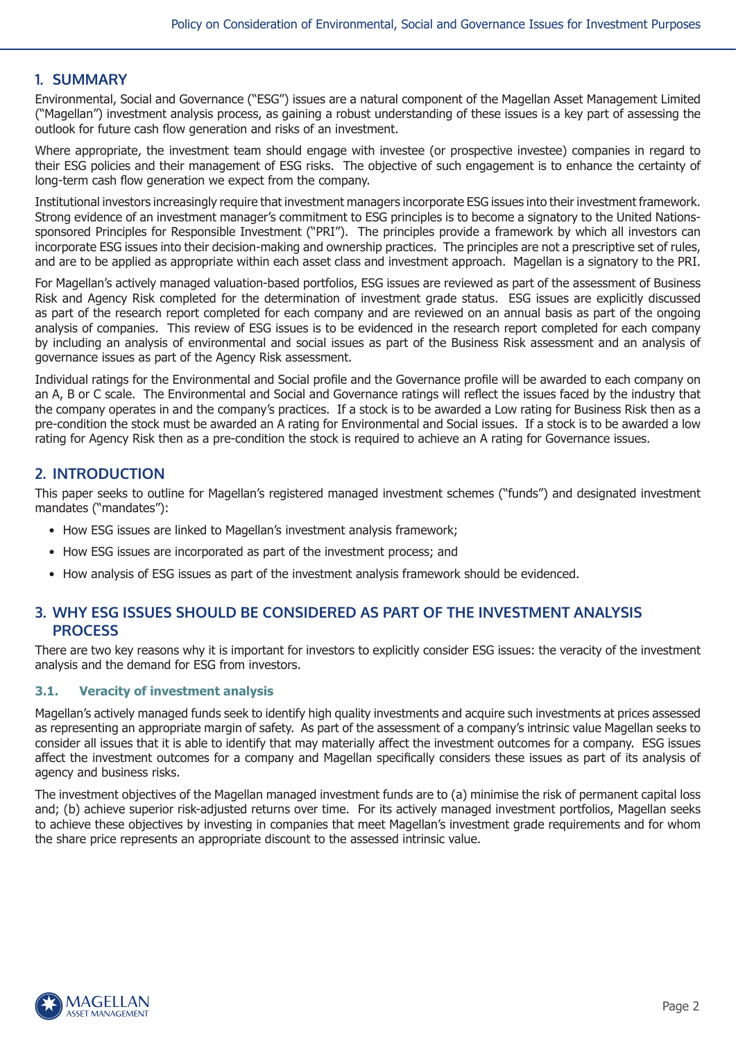## 1. SUMMARY

Environmental, Social and Governance ("ESG") issues are a natural component of the Magellan Asset Management Limited ("Magellan") investment analysis process, as gaining a robust understanding of these issues is a key part of assessing the outlook for future cash flow generation and risks of an investment.

Where appropriate, the investment team should engage with investee (or prospective investee) companies in regard to their ESG policies and their management of ESG risks. The objective of such engagement is to enhance the certainty of long-term cash flow generation we expect from the company.

Institutional investors increasingly require that investment managers incorporate ESG issues into their investment framework. Strong evidence of an investment manager's commitment to ESG principles is to become a signatory to the United Nations-sponsored Principles for Responsible Investment ("PRI"). The principles provide a framework by which all investors can incorporate ESG issues into their decision-making and ownership practices. The principles are not a prescriptive set of rules, and are to be applied as appropriate within each asset class and investment approach. Magellan is a signatory to the PRI.

For Magellan's actively managed valuation-based portfolios, ESG issues are reviewed as part of the assessment of Business Risk and Agency Risk completed for the determination of investment grade status. ESG issues are explicitly discussed as part of the research report completed for each company and are reviewed on an annual basis as part of the ongoing analysis of companies. This review of ESG issues is to be evidenced in the research report completed for each company by including an analysis of environmental and social issues as part of the Business Risk assessment and an analysis of governance issues as part of the Agency Risk assessment.

Individual ratings for the Environmental and Social profile and the Governance profile will be awarded to each company on an A, B or C scale. The Environmental and Social and Governance ratings will reflect the issues faced by the industry that the company operates in and the company's practices. If a stock is to be awarded a Low rating for Business Risk then as a pre-condition the stock must be awarded an A rating for Environmental and Social issues. If a stock is to be awarded a low rating for Agency Risk then as a pre-condition the stock is required to achieve an A rating for Governance issues.

## 2. INTRODUCTION

This paper seeks to outline for Magellan's registered managed investment schemes ("funds") and designated investment mandates ("mandates"):

- How ESG issues are linked to Magellan's investment analysis framework;
- How ESG issues are incorporated as part of the investment process; and
- How analysis of ESG issues as part of the investment analysis framework should be evidenced.

## 3. WHY ESG ISSUES SHOULD BE CONSIDERED AS PART OF THE INVESTMENT ANALYSIS PROCESS

There are two key reasons why it is important for investors to explicitly consider ESG issues: the veracity of the investment analysis and the demand for ESG from investors.

### 3.1. Veracity of investment analysis

Magellan's actively managed funds seek to identify high quality investments and acquire such investments at prices assessed as representing an appropriate margin of safety. As part of the assessment of a company's intrinsic value Magellan seeks to consider all issues that it is able to identify that may materially affect the investment outcomes for a company. ESG issues affect the investment outcomes for a company and Magellan specifically considers these issues as part of its analysis of agency and business risks.

The investment objectives of the Magellan managed investment funds are to (a) minimise the risk of permanent capital loss and; (b) achieve superior risk-adjusted returns over time. For its actively managed investment portfolios, Magellan seeks to achieve these objectives by investing in companies that meet Magellan's investment grade requirements and for whom the share price represents an appropriate discount to the assessed intrinsic value.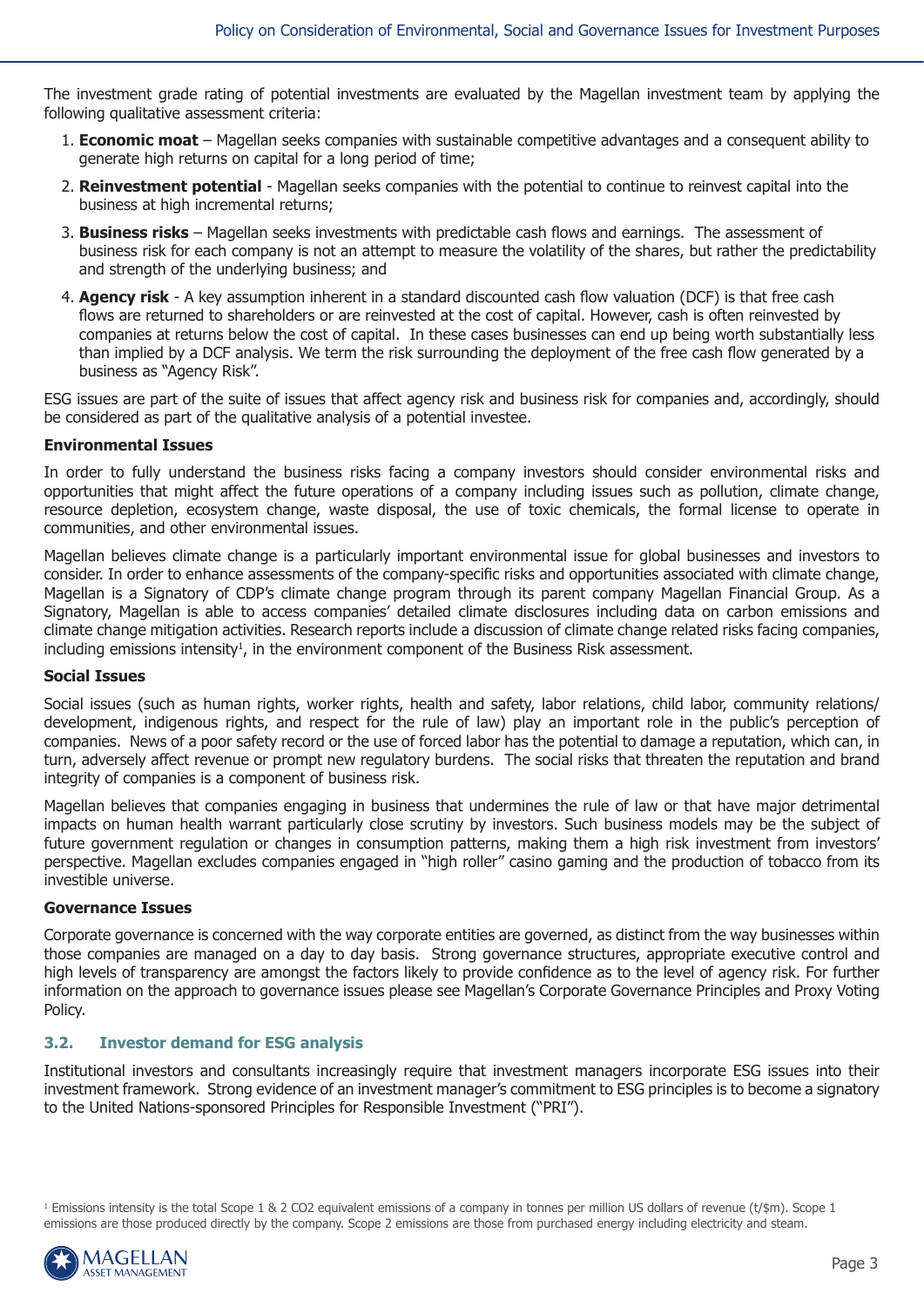The investment grade rating of potential investments are evaluated by the Magellan investment team by applying the following qualitative assessment criteria:

1. **Economic moat** – Magellan seeks companies with sustainable competitive advantages and a consequent ability to generate high returns on capital for a long period of time;
2. **Reinvestment potential** - Magellan seeks companies with the potential to continue to reinvest capital into the business at high incremental returns;
3. **Business risks** – Magellan seeks investments with predictable cash flows and earnings. The assessment of business risk for each company is not an attempt to measure the volatility of the shares, but rather the predictability and strength of the underlying business; and
4. **Agency risk** - A key assumption inherent in a standard discounted cash flow valuation (DCF) is that free cash flows are returned to shareholders or are reinvested at the cost of capital. However, cash is often reinvested by companies at returns below the cost of capital. In these cases businesses can end up being worth substantially less than implied by a DCF analysis. We term the risk surrounding the deployment of the free cash flow generated by a business as "Agency Risk".

ESG issues are part of the suite of issues that affect agency risk and business risk for companies and, accordingly, should be considered as part of the qualitative analysis of a potential investee.

**Environmental Issues**

In order to fully understand the business risks facing a company investors should consider environmental risks and opportunities that might affect the future operations of a company including issues such as pollution, climate change, resource depletion, ecosystem change, waste disposal, the use of toxic chemicals, the formal license to operate in communities, and other environmental issues.

Magellan believes climate change is a particularly important environmental issue for global businesses and investors to consider. In order to enhance assessments of the company-specific risks and opportunities associated with climate change, Magellan is a Signatory of CDP's climate change program through its parent company Magellan Financial Group. As a Signatory, Magellan is able to access companies' detailed climate disclosures including data on carbon emissions and climate change mitigation activities. Research reports include a discussion of climate change related risks facing companies, including emissions intensity[1], in the environment component of the Business Risk assessment.

**Social Issues**

Social issues (such as human rights, worker rights, health and safety, labor relations, child labor, community relations/development, indigenous rights, and respect for the rule of law) play an important role in the public's perception of companies. News of a poor safety record or the use of forced labor has the potential to damage a reputation, which can, in turn, adversely affect revenue or prompt new regulatory burdens. The social risks that threaten the reputation and brand integrity of companies is a component of business risk.

Magellan believes that companies engaging in business that undermines the rule of law or that have major detrimental impacts on human health warrant particularly close scrutiny by investors. Such business models may be the subject of future government regulation or changes in consumption patterns, making them a high risk investment from investors' perspective. Magellan excludes companies engaged in "high roller" casino gaming and the production of tobacco from its investible universe.

**Governance Issues**

Corporate governance is concerned with the way corporate entities are governed, as distinct from the way businesses within those companies are managed on a day to day basis. Strong governance structures, appropriate executive control and high levels of transparency are amongst the factors likely to provide confidence as to the level of agency risk. For further information on the approach to governance issues please see Magellan's Corporate Governance Principles and Proxy Voting Policy.

### 3.2. Investor demand for ESG analysis

Institutional investors and consultants increasingly require that investment managers incorporate ESG issues into their investment framework. Strong evidence of an investment manager's commitment to ESG principles is to become a signatory to the United Nations-sponsored Principles for Responsible Investment ("PRI").

[1] Emissions intensity is the total Scope 1 & 2 $CO_2$ equivalent emissions of a company in tonnes per million US dollars of revenue (t/$m). Scope 1 emissions are those produced directly by the company. Scope 2 emissions are those from purchased energy including electricity and steam.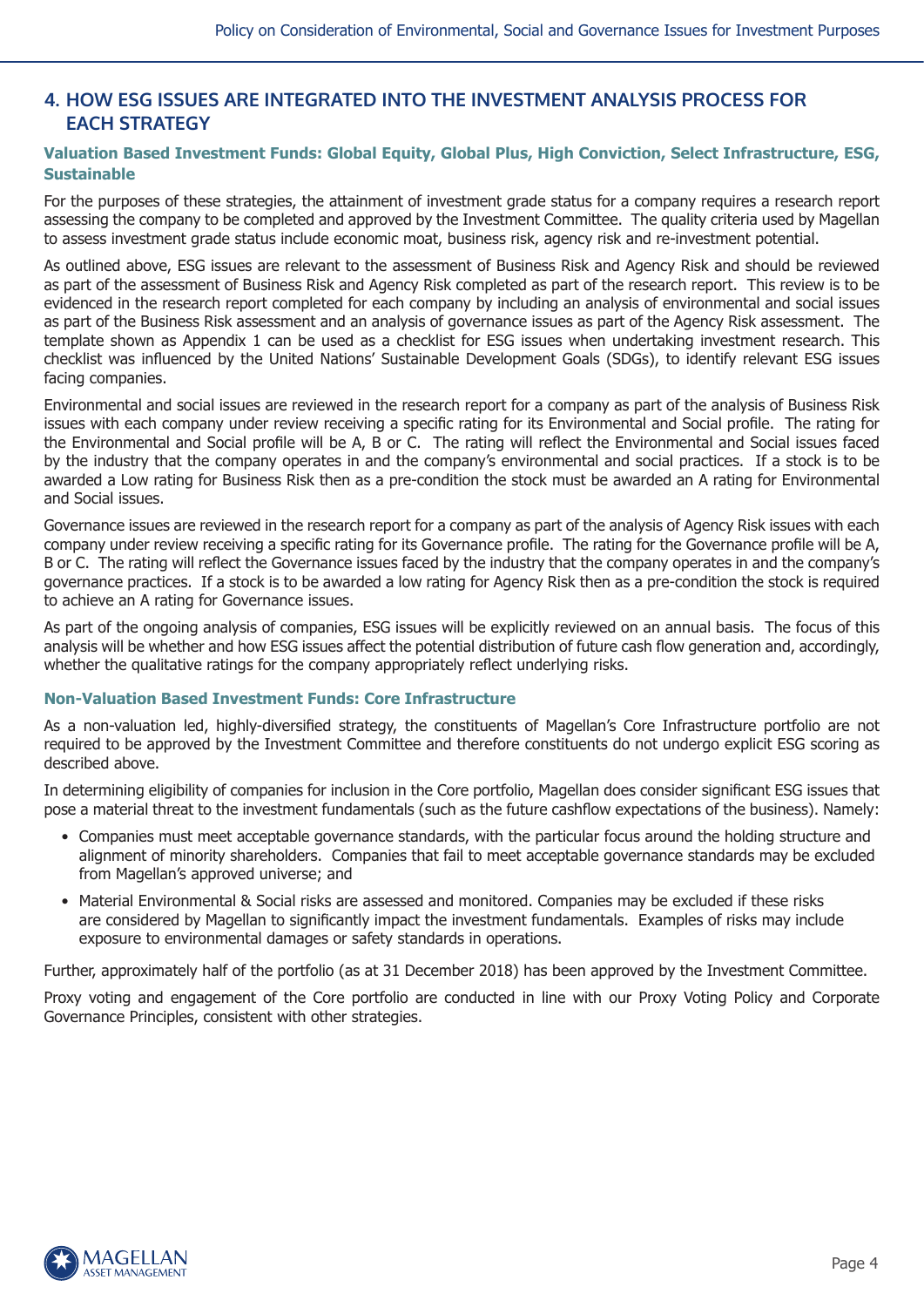## 4. HOW ESG ISSUES ARE INTEGRATED INTO THE INVESTMENT ANALYSIS PROCESS FOR EACH STRATEGY

### Valuation Based Investment Funds: Global Equity, Global Plus, High Conviction, Select Infrastructure, ESG, Sustainable

For the purposes of these strategies, the attainment of investment grade status for a company requires a research report assessing the company to be completed and approved by the Investment Committee. The quality criteria used by Magellan to assess investment grade status include economic moat, business risk, agency risk and re-investment potential.

As outlined above, ESG issues are relevant to the assessment of Business Risk and Agency Risk and should be reviewed as part of the assessment of Business Risk and Agency Risk completed as part of the research report. This review is to be evidenced in the research report completed for each company by including an analysis of environmental and social issues as part of the Business Risk assessment and an analysis of governance issues as part of the Agency Risk assessment. The template shown as Appendix 1 can be used as a checklist for ESG issues when undertaking investment research. This checklist was influenced by the United Nations' Sustainable Development Goals (SDGs), to identify relevant ESG issues facing companies.

Environmental and social issues are reviewed in the research report for a company as part of the analysis of Business Risk issues with each company under review receiving a specific rating for its Environmental and Social profile. The rating for the Environmental and Social profile will be A, B or C. The rating will reflect the Environmental and Social issues faced by the industry that the company operates in and the company's environmental and social practices. If a stock is to be awarded a Low rating for Business Risk then as a pre-condition the stock must be awarded an A rating for Environmental and Social issues.

Governance issues are reviewed in the research report for a company as part of the analysis of Agency Risk issues with each company under review receiving a specific rating for its Governance profile. The rating for the Governance profile will be A, B or C. The rating will reflect the Governance issues faced by the industry that the company operates in and the company's governance practices. If a stock is to be awarded a low rating for Agency Risk then as a pre-condition the stock is required to achieve an A rating for Governance issues.

As part of the ongoing analysis of companies, ESG issues will be explicitly reviewed on an annual basis. The focus of this analysis will be whether and how ESG issues affect the potential distribution of future cash flow generation and, accordingly, whether the qualitative ratings for the company appropriately reflect underlying risks.

### Non-Valuation Based Investment Funds: Core Infrastructure

As a non-valuation led, highly-diversified strategy, the constituents of Magellan's Core Infrastructure portfolio are not required to be approved by the Investment Committee and therefore constituents do not undergo explicit ESG scoring as described above.

In determining eligibility of companies for inclusion in the Core portfolio, Magellan does consider significant ESG issues that pose a material threat to the investment fundamentals (such as the future cashflow expectations of the business). Namely:

- Companies must meet acceptable governance standards, with the particular focus around the holding structure and alignment of minority shareholders. Companies that fail to meet acceptable governance standards may be excluded from Magellan's approved universe; and
- Material Environmental & Social risks are assessed and monitored. Companies may be excluded if these risks are considered by Magellan to significantly impact the investment fundamentals. Examples of risks may include exposure to environmental damages or safety standards in operations.

Further, approximately half of the portfolio (as at 31 December 2018) has been approved by the Investment Committee.

Proxy voting and engagement of the Core portfolio are conducted in line with our Proxy Voting Policy and Corporate Governance Principles, consistent with other strategies.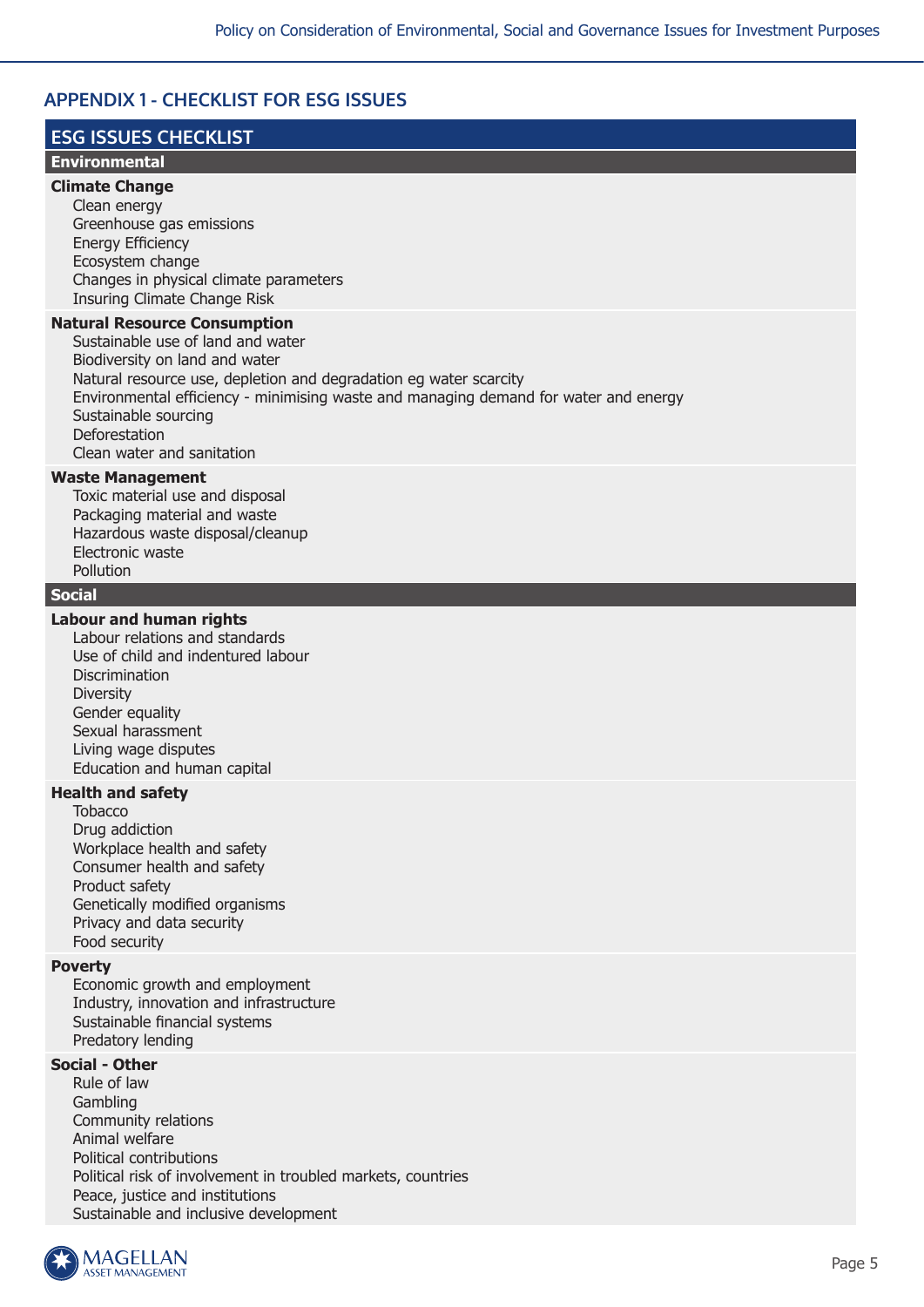## APPENDIX 1 - CHECKLIST FOR ESG ISSUES

### ESG ISSUES CHECKLIST

#### Environmental

**Climate Change**
- Clean energy
- Greenhouse gas emissions
- Energy Efficiency
- Ecosystem change
- Changes in physical climate parameters
- Insuring Climate Change Risk

**Natural Resource Consumption**
- Sustainable use of land and water
- Biodiversity on land and water
- Natural resource use, depletion and degradation eg water scarcity
- Environmental efficiency - minimising waste and managing demand for water and energy
- Sustainable sourcing
- Deforestation
- Clean water and sanitation

**Waste Management**
- Toxic material use and disposal
- Packaging material and waste
- Hazardous waste disposal/cleanup
- Electronic waste
- Pollution

#### Social

**Labour and human rights**
- Labour relations and standards
- Use of child and indentured labour
- Discrimination
- Diversity
- Gender equality
- Sexual harassment
- Living wage disputes
- Education and human capital

**Health and safety**
- Tobacco
- Drug addiction
- Workplace health and safety
- Consumer health and safety
- Product safety
- Genetically modified organisms
- Privacy and data security
- Food security

**Poverty**
- Economic growth and employment
- Industry, innovation and infrastructure
- Sustainable financial systems
- Predatory lending

**Social - Other**
- Rule of law
- Gambling
- Community relations
- Animal welfare
- Political contributions
- Political risk of involvement in troubled markets, countries
- Peace, justice and institutions
- Sustainable and inclusive development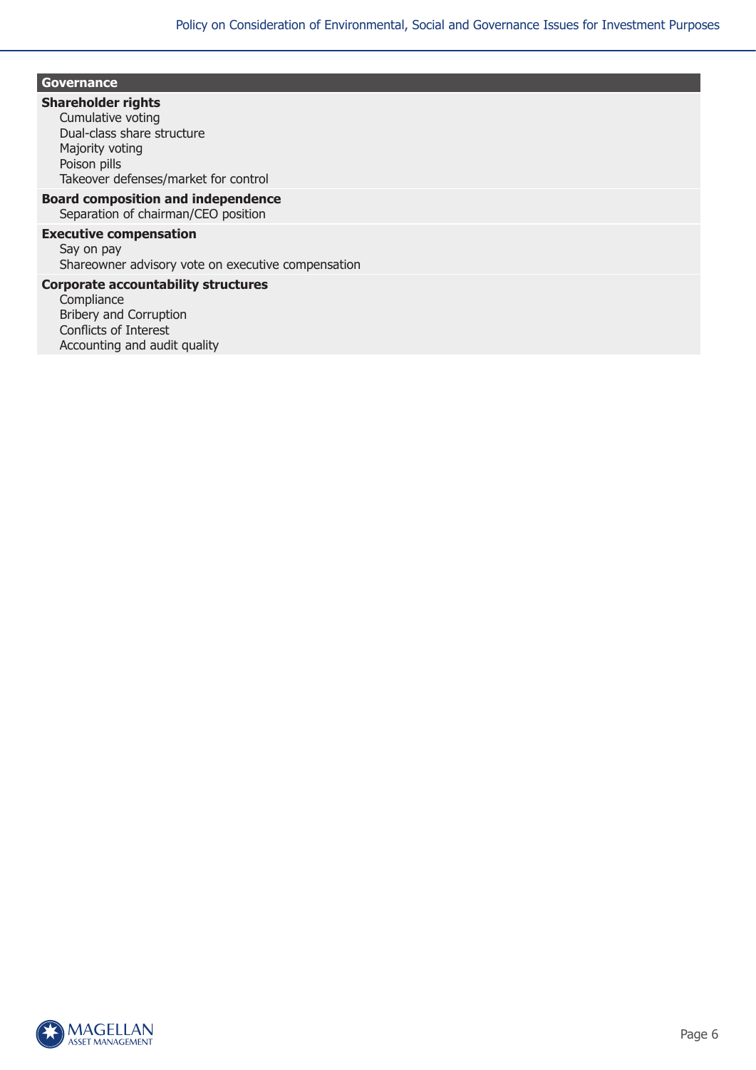| Governance |
| --- |
| **Shareholder rights**<br>Cumulative voting<br>Dual-class share structure<br>Majority voting<br>Poison pills<br>Takeover defenses/market for control |
| **Board composition and independence**<br>Separation of chairman/CEO position |
| **Executive compensation**<br>Say on pay<br>Shareowner advisory vote on executive compensation |
| **Corporate accountability structures**<br>Compliance<br>Bribery and Corruption<br>Conflicts of Interest<br>Accounting and audit quality |